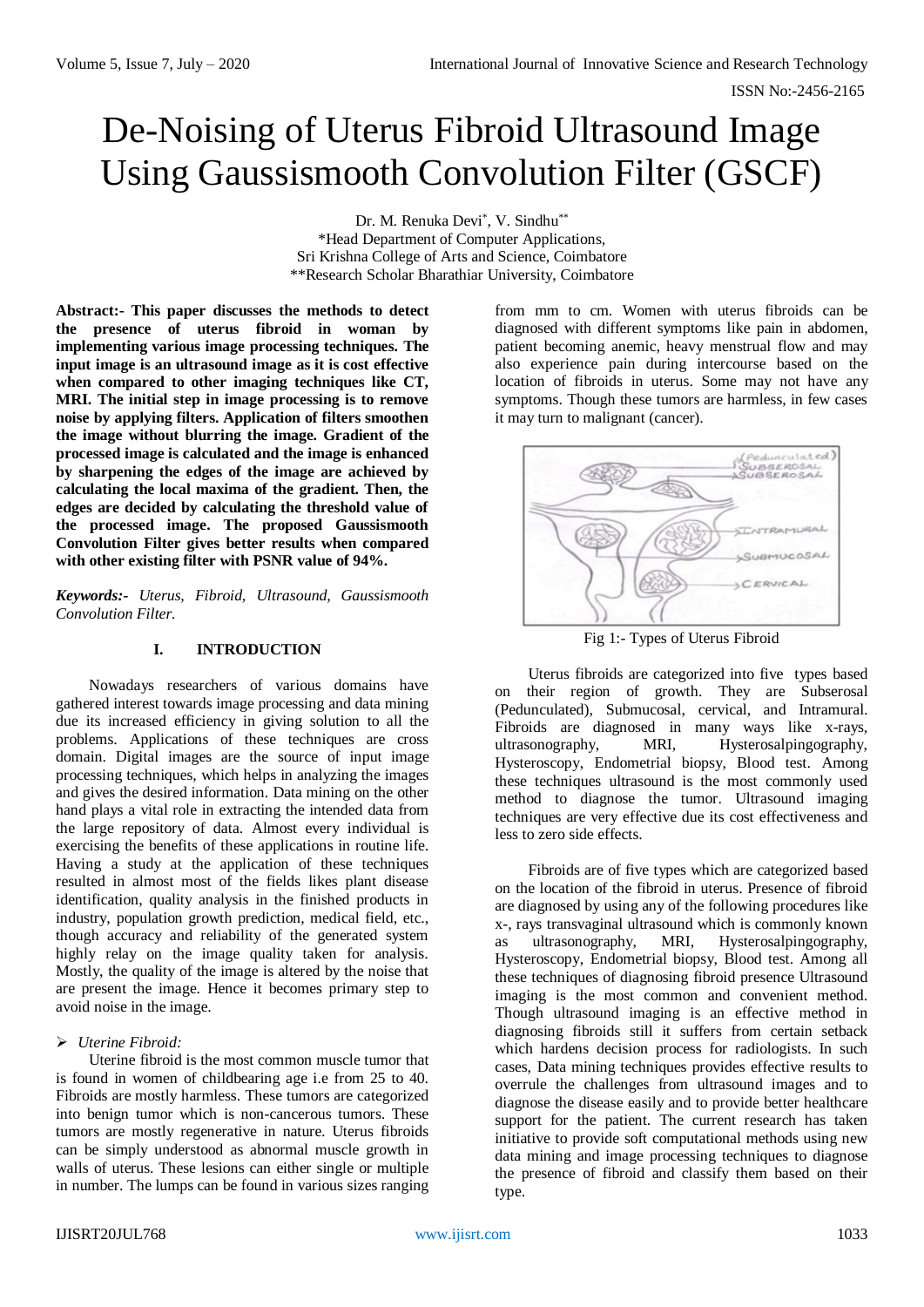# De-Noising of Uterus Fibroid Ultrasound Image Using Gaussismooth Convolution Filter (GSCF)

Dr. M. Renuka Devi*, V. Sindhu**
*Head Department of Computer Applications,
Sri Krishna College of Arts and Science, Coimbatore
**Research Scholar Bharathiar University, Coimbatore

**Abstract:- This paper discusses the methods to detect the presence of uterus fibroid in woman by implementing various image processing techniques. The input image is an ultrasound image as it is cost effective when compared to other imaging techniques like CT, MRI. The initial step in image processing is to remove noise by applying filters. Application of filters smoothen the image without blurring the image. Gradient of the processed image is calculated and the image is enhanced by sharpening the edges of the image are achieved by calculating the local maxima of the gradient. Then, the edges are decided by calculating the threshold value of the processed image. The proposed Gaussismooth Convolution Filter gives better results when compared with other existing filter with PSNR value of 94%.**

***Keywords:-** Uterus, Fibroid, Ultrasound, Gaussismooth Convolution Filter.*

## I. INTRODUCTION

Nowadays researchers of various domains have gathered interest towards image processing and data mining due its increased efficiency in giving solution to all the problems. Applications of these techniques are cross domain. Digital images are the source of input image processing techniques, which helps in analyzing the images and gives the desired information. Data mining on the other hand plays a vital role in extracting the intended data from the large repository of data. Almost every individual is exercising the benefits of these applications in routine life. Having a study at the application of these techniques resulted in almost most of the fields likes plant disease identification, quality analysis in the finished products in industry, population growth prediction, medical field, etc., though accuracy and reliability of the generated system highly relay on the image quality taken for analysis. Mostly, the quality of the image is altered by the noise that are present the image. Hence it becomes primary step to avoid noise in the image.

- *Uterine Fibroid:*

Uterine fibroid is the most common muscle tumor that is found in women of childbearing age i.e from 25 to 40. Fibroids are mostly harmless. These tumors are categorized into benign tumor which is non-cancerous tumors. These tumors are mostly regenerative in nature. Uterus fibroids can be simply understood as abnormal muscle growth in walls of uterus. These lesions can either single or multiple in number. The lumps can be found in various sizes ranging from mm to cm. Women with uterus fibroids can be diagnosed with different symptoms like pain in abdomen, patient becoming anemic, heavy menstrual flow and may also experience pain during intercourse based on the location of fibroids in uterus. Some may not have any symptoms. Though these tumors are harmless, in few cases it may turn to malignant (cancer).

Fig 1:- Types of Uterus Fibroid

Uterus fibroids are categorized into five types based on their region of growth. They are Subserosal (Pedunculated), Submucosal, cervical, and Intramural. Fibroids are diagnosed in many ways like x-rays, ultrasonography, MRI, Hysterosalpingography, Hysteroscopy, Endometrial biopsy, Blood test. Among these techniques ultrasound is the most commonly used method to diagnose the tumor. Ultrasound imaging techniques are very effective due its cost effectiveness and less to zero side effects.

Fibroids are of five types which are categorized based on the location of the fibroid in uterus. Presence of fibroid are diagnosed by using any of the following procedures like x-, rays transvaginal ultrasound which is commonly known as ultrasonography, MRI, Hysterosalpingography, Hysteroscopy, Endometrial biopsy, Blood test. Among all these techniques of diagnosing fibroid presence Ultrasound imaging is the most common and convenient method. Though ultrasound imaging is an effective method in diagnosing fibroids still it suffers from certain setback which hardens decision process for radiologists. In such cases, Data mining techniques provides effective results to overrule the challenges from ultrasound images and to diagnose the disease easily and to provide better healthcare support for the patient. The current research has taken initiative to provide soft computational methods using new data mining and image processing techniques to diagnose the presence of fibroid and classify them based on their type.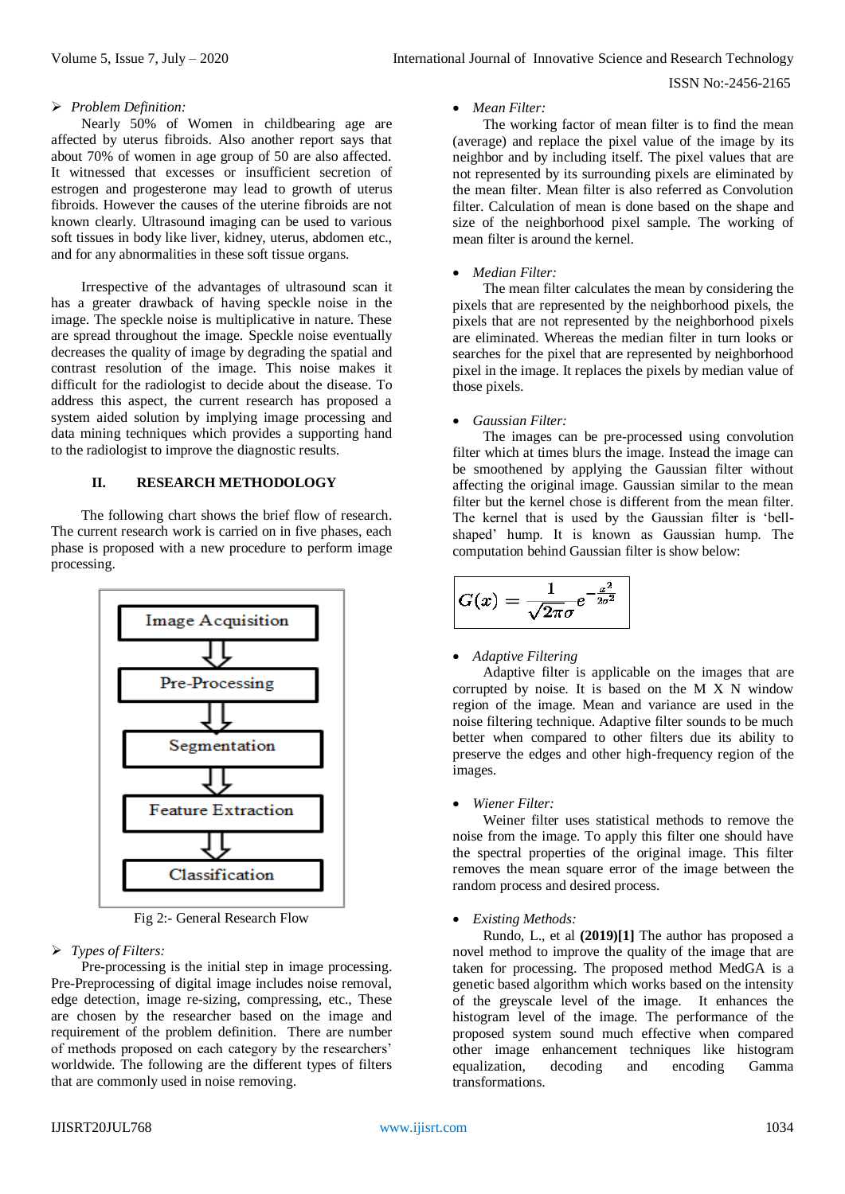➢ *Problem Definition:*

Nearly 50% of Women in childbearing age are affected by uterus fibroids. Also another report says that about 70% of women in age group of 50 are also affected. It witnessed that excesses or insufficient secretion of estrogen and progesterone may lead to growth of uterus fibroids. However the causes of the uterine fibroids are not known clearly. Ultrasound imaging can be used to various soft tissues in body like liver, kidney, uterus, abdomen etc., and for any abnormalities in these soft tissue organs.

Irrespective of the advantages of ultrasound scan it has a greater drawback of having speckle noise in the image. The speckle noise is multiplicative in nature. These are spread throughout the image. Speckle noise eventually decreases the quality of image by degrading the spatial and contrast resolution of the image. This noise makes it difficult for the radiologist to decide about the disease. To address this aspect, the current research has proposed a system aided solution by implying image processing and data mining techniques which provides a supporting hand to the radiologist to improve the diagnostic results.

## II. RESEARCH METHODOLOGY

The following chart shows the brief flow of research. The current research work is carried on in five phases, each phase is proposed with a new procedure to perform image processing.

Image Acquisition ⇩ Pre-Processing ⇩ Segmentation ⇩ Feature Extraction ⇩ Classification

Fig 2:- General Research Flow

➢ *Types of Filters:*

Pre-processing is the initial step in image processing. Pre-Preprocessing of digital image includes noise removal, edge detection, image re-sizing, compressing, etc., These are chosen by the researcher based on the image and requirement of the problem definition. There are number of methods proposed on each category by the researchers' worldwide. The following are the different types of filters that are commonly used in noise removing.

- *Mean Filter:*

The working factor of mean filter is to find the mean (average) and replace the pixel value of the image by its neighbor and by including itself. The pixel values that are not represented by its surrounding pixels are eliminated by the mean filter. Mean filter is also referred as Convolution filter. Calculation of mean is done based on the shape and size of the neighborhood pixel sample. The working of mean filter is around the kernel.

- *Median Filter:*

The mean filter calculates the mean by considering the pixels that are represented by the neighborhood pixels, the pixels that are not represented by the neighborhood pixels are eliminated. Whereas the median filter in turn looks or searches for the pixel that are represented by neighborhood pixel in the image. It replaces the pixels by median value of those pixels.

- *Gaussian Filter:*

The images can be pre-processed using convolution filter which at times blurs the image. Instead the image can be smoothened by applying the Gaussian filter without affecting the original image. Gaussian similar to the mean filter but the kernel chose is different from the mean filter. The kernel that is used by the Gaussian filter is 'bell-shaped' hump. It is known as Gaussian hump. The computation behind Gaussian filter is show below:

$$G(x) = \frac{1}{\sqrt{2\pi}\sigma} e^{-\frac{x^2}{2\sigma^2}}$$

- *Adaptive Filtering*

Adaptive filter is applicable on the images that are corrupted by noise. It is based on the M X N window region of the image. Mean and variance are used in the noise filtering technique. Adaptive filter sounds to be much better when compared to other filters due its ability to preserve the edges and other high-frequency region of the images.

- *Wiener Filter:*

Weiner filter uses statistical methods to remove the noise from the image. To apply this filter one should have the spectral properties of the original image. This filter removes the mean square error of the image between the random process and desired process.

- *Existing Methods:*

Rundo, L., et al **(2019)[1]** The author has proposed a novel method to improve the quality of the image that are taken for processing. The proposed method MedGA is a genetic based algorithm which works based on the intensity of the greyscale level of the image. It enhances the histogram level of the image. The performance of the proposed system sound much effective when compared other image enhancement techniques like histogram equalization, decoding and encoding Gamma transformations.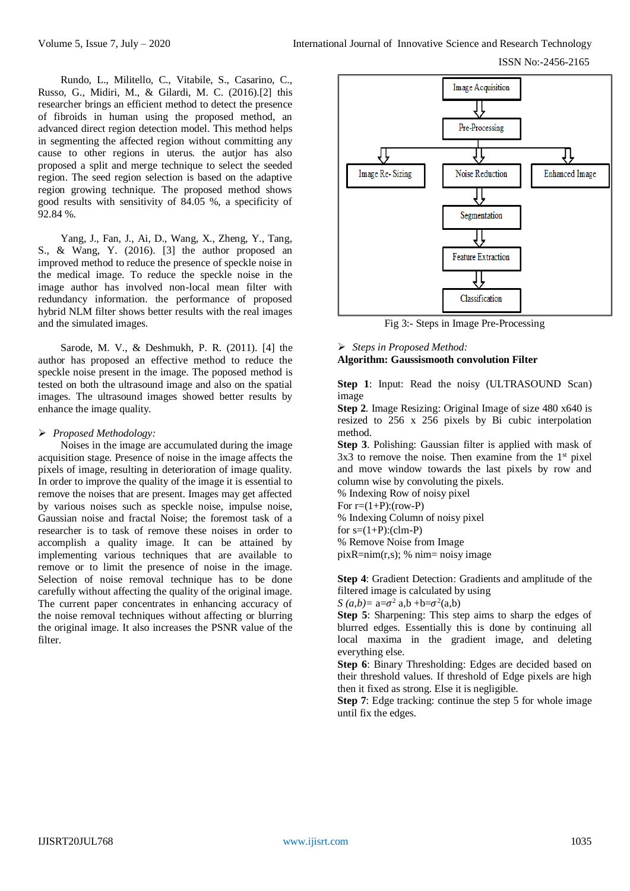Rundo, L., Militello, C., Vitabile, S., Casarino, C., Russo, G., Midiri, M., & Gilardi, M. C. (2016).[2] this researcher brings an efficient method to detect the presence of fibroids in human using the proposed method, an advanced direct region detection model. This method helps in segmenting the affected region without committing any cause to other regions in uterus. the autjor has also proposed a split and merge technique to select the seeded region. The seed region selection is based on the adaptive region growing technique. The proposed method shows good results with sensitivity of 84.05 %, a specificity of 92.84 %.

Yang, J., Fan, J., Ai, D., Wang, X., Zheng, Y., Tang, S., & Wang, Y. (2016). [3] the author proposed an improved method to reduce the presence of speckle noise in the medical image. To reduce the speckle noise in the image author has involved non-local mean filter with redundancy information. the performance of proposed hybrid NLM filter shows better results with the real images and the simulated images.

Sarode, M. V., & Deshmukh, P. R. (2011). [4] the author has proposed an effective method to reduce the speckle noise present in the image. The poposed method is tested on both the ultrasound image and also on the spatial images. The ultrasound images showed better results by enhance the image quality.

➢ *Proposed Methodology:*

Noises in the image are accumulated during the image acquisition stage. Presence of noise in the image affects the pixels of image, resulting in deterioration of image quality. In order to improve the quality of the image it is essential to remove the noises that are present. Images may get affected by various noises such as speckle noise, impulse noise, Gaussian noise and fractal Noise; the foremost task of a researcher is to task of remove these noises in order to accomplish a quality image. It can be attained by implementing various techniques that are available to remove or to limit the presence of noise in the image. Selection of noise removal technique has to be done carefully without affecting the quality of the original image. The current paper concentrates in enhancing accuracy of the noise removal techniques without affecting or blurring the original image. It also increases the PSNR value of the filter.

Image Acquisition → Pre-Processing → (Image Re- Sizing, Noise Reduction, Enhanced Image) → Segmentation → Feature Extraction → Classification

Fig 3:- Steps in Image Pre-Processing

➢ *Steps in Proposed Method:*

**Algorithm: Gaussismooth convolution Filter**

**Step 1**: Input: Read the noisy (ULTRASOUND Scan) image

**Step 2**. Image Resizing: Original Image of size 480 x640 is resized to 256 x 256 pixels by Bi cubic interpolation method.

**Step 3**. Polishing: Gaussian filter is applied with mask of 3x3 to remove the noise. Then examine from the 1st pixel and move window towards the last pixels by row and column wise by convoluting the pixels.

% Indexing Row of noisy pixel
For r=(1+P):(row-P)
% Indexing Column of noisy pixel
for s=(1+P):(clm-P)
% Remove Noise from Image
pixR=nim(r,s); % nim= noisy image

**Step 4**: Gradient Detection: Gradients and amplitude of the filtered image is calculated by using

$S\,(a,b)= a{=}\sigma^2\ a,b + b{=}\sigma^2(a,b)$

**Step 5**: Sharpening: This step aims to sharp the edges of blurred edges. Essentially this is done by continuing all local maxima in the gradient image, and deleting everything else.

**Step 6**: Binary Thresholding: Edges are decided based on their threshold values. If threshold of Edge pixels are high then it fixed as strong. Else it is negligible.

**Step 7**: Edge tracking: continue the step 5 for whole image until fix the edges.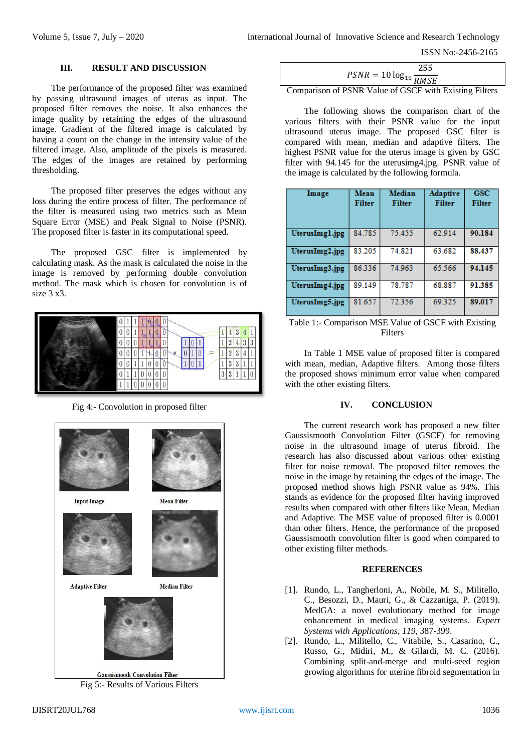## III. RESULT AND DISCUSSION

The performance of the proposed filter was examined by passing ultrasound images of uterus as input. The proposed filter removes the noise. It also enhances the image quality by retaining the edges of the ultrasound image. Gradient of the filtered image is calculated by having a count on the change in the intensity value of the filtered image. Also, amplitude of the pixels is measured. The edges of the images are retained by performing thresholding.

The proposed filter preserves the edges without any loss during the entire process of filter. The performance of the filter is measured using two metrics such as Mean Square Error (MSE) and Peak Signal to Noise (PSNR). The proposed filter is faster in its computational speed.

The proposed GSC filter is implemented by calculating mask. As the mask is calculated the noise in the image is removed by performing double convolution method. The mask which is chosen for convolution is of size 3 x3.

Fig 4:- Convolution in proposed filter

Fig 5:- Results of Various Filters

$$PSNR = 10\log_{10}\frac{255}{RMSE}$$

Comparison of PSNR Value of GSCF with Existing Filters

The following shows the comparison chart of the various filters with their PSNR value for the input ultrasound uterus image. The proposed GSC filter is compared with mean, median and adaptive filters. The highest PSNR value for the uterus image is given by GSC filter with 94.145 for the uterusimg4.jpg. PSNR value of the image is calculated by the following formula.

| Image | Mean Filter | Median Filter | Adaptive Filter | GSC Filter |
|---|---|---|---|---|
| UterusImg1.jpg | 84.785 | 75.455 | 62.914 | **90.184** |
| UterusImg2.jpg | 83.205 | 74.821 | 63.682 | **88.437** |
| UterusImg3.jpg | 86.336 | 74.963 | 65.566 | **94.145** |
| UterusImg4.jpg | 89.149 | 78.787 | 68.887 | **91.385** |
| UterusImg5.jpg | 81.657 | 72.356 | 69.325 | **89.017** |

Table 1:- Comparison MSE Value of GSCF with Existing Filters

In Table 1 MSE value of proposed filter is compared with mean, median, Adaptive filters. Among those filters the proposed shows minimum error value when compared with the other existing filters.

## IV. CONCLUSION

The current research work has proposed a new filter Gaussismooth Convolution Filter (GSCF) for removing noise in the ultrasound image of uterus fibroid. The research has also discussed about various other existing filter for noise removal. The proposed filter removes the noise in the image by retaining the edges of the image. The proposed method shows high PSNR value as 94%. This stands as evidence for the proposed filter having improved results when compared with other filters like Mean, Median and Adaptive. The MSE value of proposed filter is 0.0001 than other filters. Hence, the performance of the proposed Gaussismooth convolution filter is good when compared to other existing filter methods.

## REFERENCES

[1]. Rundo, L., Tangherloni, A., Nobile, M. S., Militello, C., Besozzi, D., Mauri, G., & Cazzaniga, P. (2019). MedGA: a novel evolutionary method for image enhancement in medical imaging systems. *Expert Systems with Applications*, *119*, 387-399.

[2]. Rundo, L., Militello, C., Vitabile, S., Casarino, C., Russo, G., Midiri, M., & Gilardi, M. C. (2016). Combining split-and-merge and multi-seed region growing algorithms for uterine fibroid segmentation in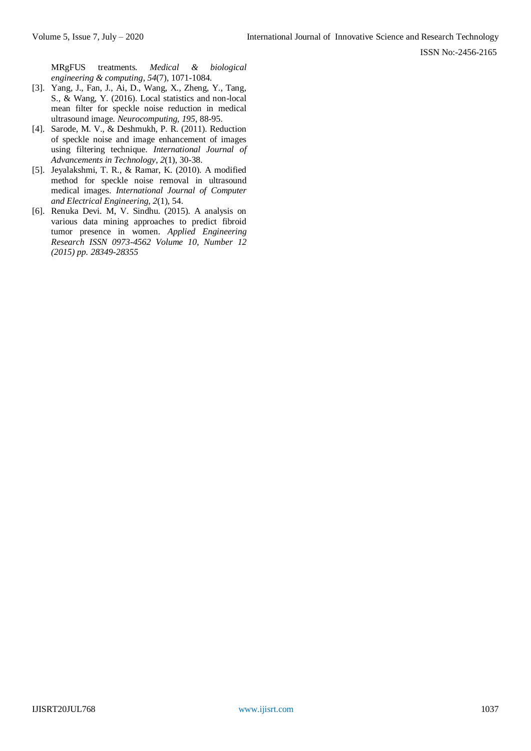MRgFUS treatments. *Medical & biological engineering & computing*, *54*(7), 1071-1084.

[3]. Yang, J., Fan, J., Ai, D., Wang, X., Zheng, Y., Tang, S., & Wang, Y. (2016). Local statistics and non-local mean filter for speckle noise reduction in medical ultrasound image. *Neurocomputing*, *195*, 88-95.

[4]. Sarode, M. V., & Deshmukh, P. R. (2011). Reduction of speckle noise and image enhancement of images using filtering technique. *International Journal of Advancements in Technology*, *2*(1), 30-38.

[5]. Jeyalakshmi, T. R., & Ramar, K. (2010). A modified method for speckle noise removal in ultrasound medical images. *International Journal of Computer and Electrical Engineering*, *2*(1), 54.

[6]. Renuka Devi. M, V. Sindhu. (2015). A analysis on various data mining approaches to predict fibroid tumor presence in women. *Applied Engineering Research ISSN 0973-4562 Volume 10, Number 12 (2015) pp. 28349-28355*